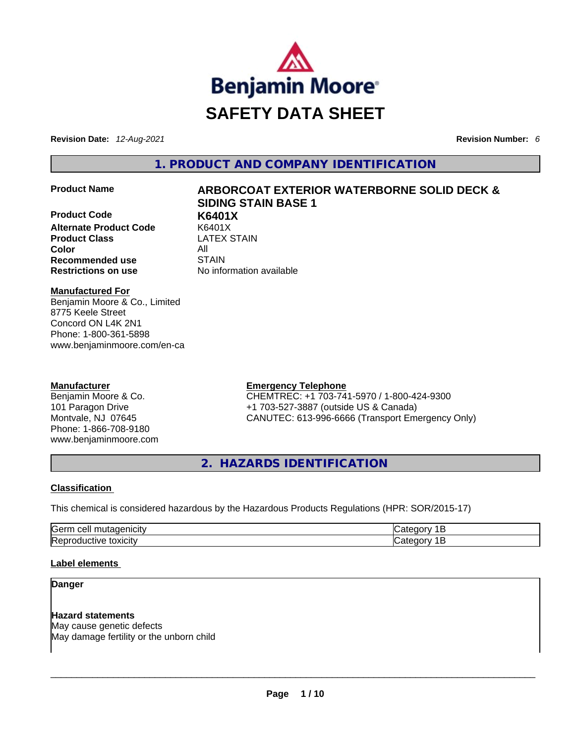Benjamin Moore®

# SAFETY DATA SHEET

**Revision Date:** *12-Aug-2021* **Revision Number:** *6*

## 1. PRODUCT AND COMPANY IDENTIFICATION

| | |
|---|---|
| **Product Name** | **ARBORCOAT EXTERIOR WATERBORNE SOLID DECK & SIDING STAIN BASE 1** |
| **Product Code** | **K6401X** |
| **Alternate Product Code** | K6401X |
| **Product Class** | LATEX STAIN |
| **Color** | All |
| **Recommended use** | STAIN |
| **Restrictions on use** | No information available |

**Manufactured For**
Benjamin Moore & Co., Limited
8775 Keele Street
Concord ON L4K 2N1
Phone: 1-800-361-5898
www.benjaminmoore.com/en-ca

**Manufacturer**
Benjamin Moore & Co.
101 Paragon Drive
Montvale, NJ 07645
Phone: 1-866-708-9180
www.benjaminmoore.com

**Emergency Telephone**
CHEMTREC: +1 703-741-5970 / 1-800-424-9300
+1 703-527-3887 (outside US & Canada)
CANUTEC: 613-996-6666 (Transport Emergency Only)

## 2. HAZARDS IDENTIFICATION

**Classification**

This chemical is considered hazardous by the Hazardous Products Regulations (HPR: SOR/2015-17)

| | |
|---|---|
| Germ cell mutagenicity | Category 1B |
| Reproductive toxicity | Category 1B |

**Label elements**

**Danger**

**Hazard statements**
May cause genetic defects
May damage fertility or the unborn child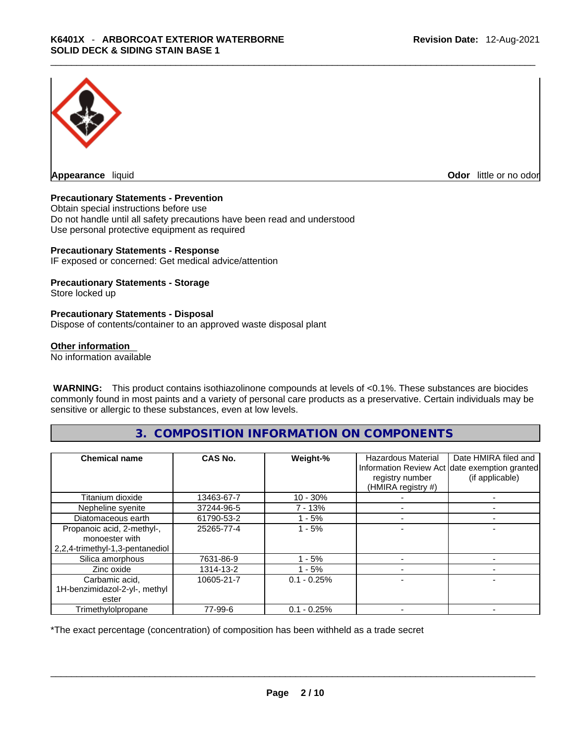**Appearance** liquid

**Odor** little or no odor

**Precautionary Statements - Prevention**

Obtain special instructions before use
Do not handle until all safety precautions have been read and understood
Use personal protective equipment as required

**Precautionary Statements - Response**

IF exposed or concerned: Get medical advice/attention

**Precautionary Statements - Storage**

Store locked up

**Precautionary Statements - Disposal**

Dispose of contents/container to an approved waste disposal plant

**Other information**

No information available

**WARNING:** This product contains isothiazolinone compounds at levels of <0.1%. These substances are biocides commonly found in most paints and a variety of personal care products as a preservative. Certain individuals may be sensitive or allergic to these substances, even at low levels.

## 3. COMPOSITION INFORMATION ON COMPONENTS

| Chemical name | CAS No. | Weight-% | Hazardous Material Information Review Act registry number (HMIRA registry #) | Date HMIRA filed and date exemption granted (if applicable) |
|---|---|---|---|---|
| Titanium dioxide | 13463-67-7 | 10 - 30% | - | - |
| Nepheline syenite | 37244-96-5 | 7 - 13% | - | - |
| Diatomaceous earth | 61790-53-2 | 1 - 5% | - | - |
| Propanoic acid, 2-methyl-, monoester with 2,2,4-trimethyl-1,3-pentanediol | 25265-77-4 | 1 - 5% | - | - |
| Silica amorphous | 7631-86-9 | 1 - 5% | - | - |
| Zinc oxide | 1314-13-2 | 1 - 5% | - | - |
| Carbamic acid, 1H-benzimidazol-2-yl-, methyl ester | 10605-21-7 | 0.1 - 0.25% | - | - |
| Trimethylolpropane | 77-99-6 | 0.1 - 0.25% | - | - |

*The exact percentage (concentration) of composition has been withheld as a trade secret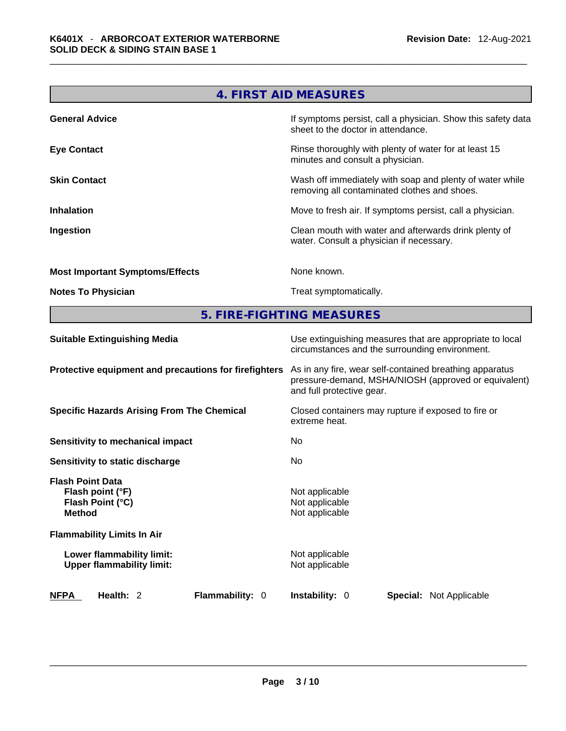## 4. FIRST AID MEASURES

| | |
|---|---|
| **General Advice** | If symptoms persist, call a physician. Show this safety data sheet to the doctor in attendance. |
| **Eye Contact** | Rinse thoroughly with plenty of water for at least 15 minutes and consult a physician. |
| **Skin Contact** | Wash off immediately with soap and plenty of water while removing all contaminated clothes and shoes. |
| **Inhalation** | Move to fresh air. If symptoms persist, call a physician. |
| **Ingestion** | Clean mouth with water and afterwards drink plenty of water. Consult a physician if necessary. |
| **Most Important Symptoms/Effects** | None known. |
| **Notes To Physician** | Treat symptomatically. |

## 5. FIRE-FIGHTING MEASURES

| | |
|---|---|
| **Suitable Extinguishing Media** | Use extinguishing measures that are appropriate to local circumstances and the surrounding environment. |
| **Protective equipment and precautions for firefighters** | As in any fire, wear self-contained breathing apparatus pressure-demand, MSHA/NIOSH (approved or equivalent) and full protective gear. |
| **Specific Hazards Arising From The Chemical** | Closed containers may rupture if exposed to fire or extreme heat. |
| **Sensitivity to mechanical impact** | No |
| **Sensitivity to static discharge** | No |

**Flash Point Data**

| | |
|---|---|
| **Flash point (°F)** | Not applicable |
| **Flash Point (°C)** | Not applicable |
| **Method** | Not applicable |

**Flammability Limits In Air**

| | |
|---|---|
| **Lower flammability limit:** | Not applicable |
| **Upper flammability limit:** | Not applicable |

| **NFPA** | **Health:** 2 | **Flammability:** 0 | **Instability:** 0 | **Special:** Not Applicable |
|---|---|---|---|---|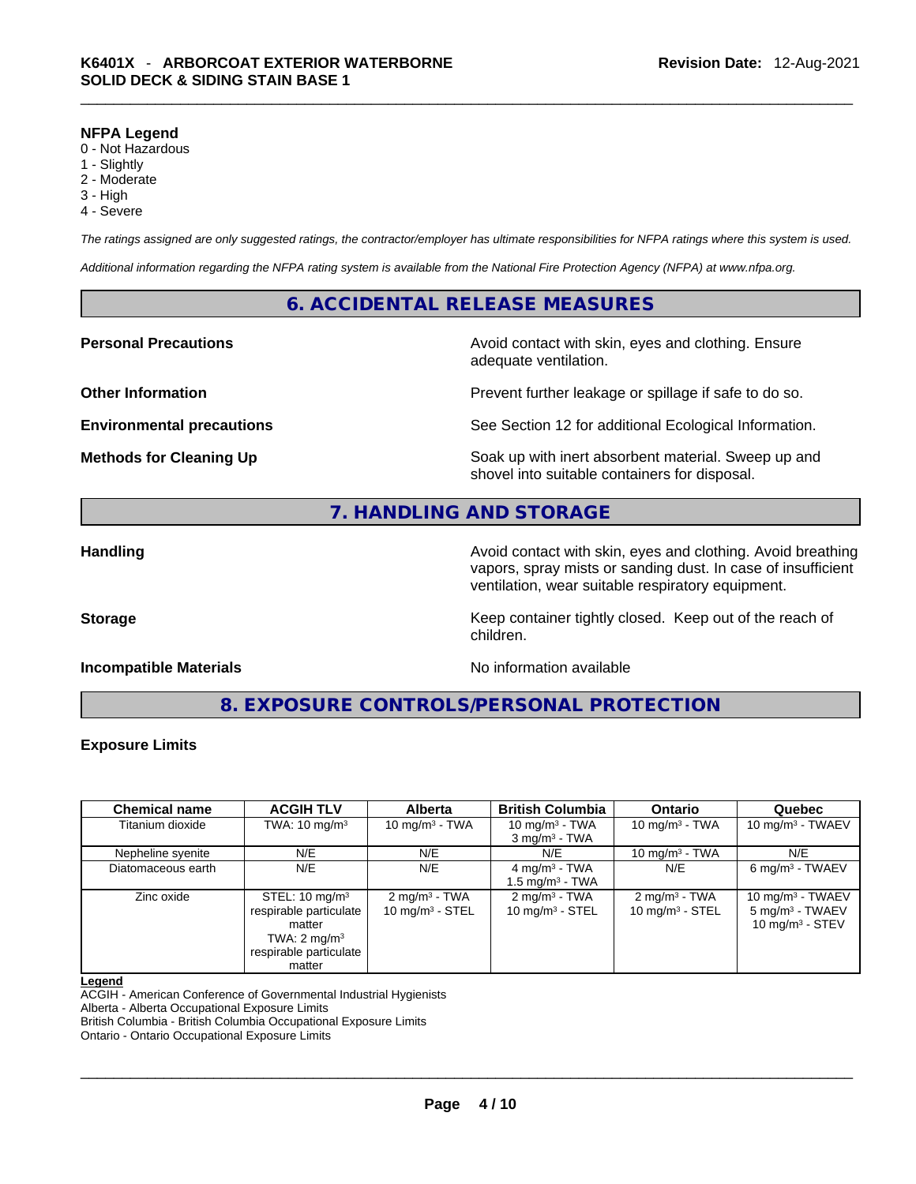### NFPA Legend

- 0 - Not Hazardous
- 1 - Slightly
- 2 - Moderate
- 3 - High
- 4 - Severe

*The ratings assigned are only suggested ratings, the contractor/employer has ultimate responsibilities for NFPA ratings where this system is used.*

*Additional information regarding the NFPA rating system is available from the National Fire Protection Agency (NFPA) at www.nfpa.org.*

## 6. ACCIDENTAL RELEASE MEASURES

**Personal Precautions** — Avoid contact with skin, eyes and clothing. Ensure adequate ventilation.

**Other Information** — Prevent further leakage or spillage if safe to do so.

**Environmental precautions** — See Section 12 for additional Ecological Information.

**Methods for Cleaning Up** — Soak up with inert absorbent material. Sweep up and shovel into suitable containers for disposal.

## 7. HANDLING AND STORAGE

**Handling** — Avoid contact with skin, eyes and clothing. Avoid breathing vapors, spray mists or sanding dust. In case of insufficient ventilation, wear suitable respiratory equipment.

**Storage** — Keep container tightly closed. Keep out of the reach of children.

**Incompatible Materials** — No information available

## 8. EXPOSURE CONTROLS/PERSONAL PROTECTION

### Exposure Limits

| Chemical name | ACGIH TLV | Alberta | British Columbia | Ontario | Quebec |
|---|---|---|---|---|---|
| Titanium dioxide | TWA: 10 mg/m³ | 10 mg/m³ - TWA | 10 mg/m³ - TWA<br>3 mg/m³ - TWA | 10 mg/m³ - TWA | 10 mg/m³ - TWAEV |
| Nepheline syenite | N/E | N/E | N/E | 10 mg/m³ - TWA | N/E |
| Diatomaceous earth | N/E | N/E | 4 mg/m³ - TWA<br>1.5 mg/m³ - TWA | N/E | 6 mg/m³ - TWAEV |
| Zinc oxide | STEL: 10 mg/m³ respirable particulate matter<br>TWA: 2 mg/m³ respirable particulate matter | 2 mg/m³ - TWA<br>10 mg/m³ - STEL | 2 mg/m³ - TWA<br>10 mg/m³ - STEL | 2 mg/m³ - TWA<br>10 mg/m³ - STEL | 10 mg/m³ - TWAEV<br>5 mg/m³ - TWAEV<br>10 mg/m³ - STEV |

**Legend**

ACGIH - American Conference of Governmental Industrial Hygienists
Alberta - Alberta Occupational Exposure Limits
British Columbia - British Columbia Occupational Exposure Limits
Ontario - Ontario Occupational Exposure Limits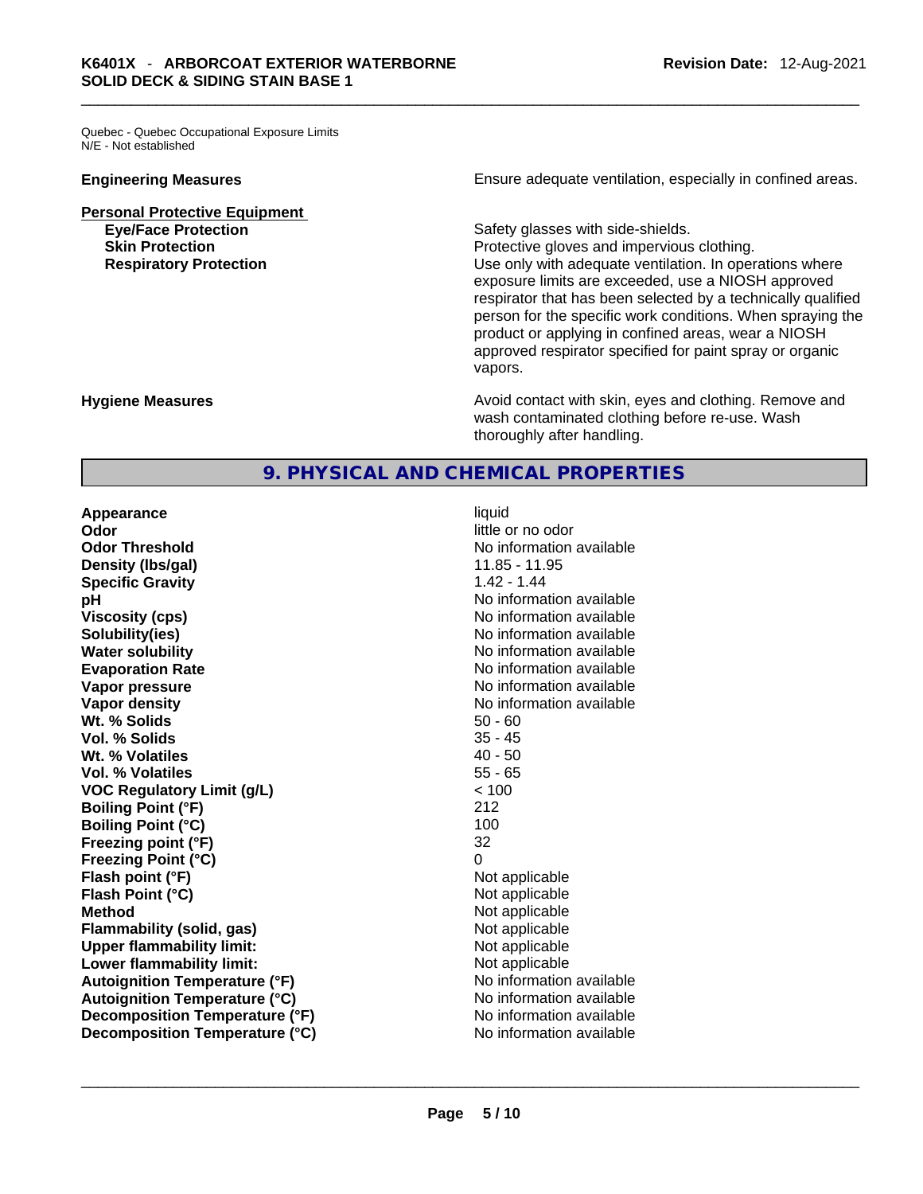Quebec - Quebec Occupational Exposure Limits
N/E - Not established

**Engineering Measures** Ensure adequate ventilation, especially in confined areas.

**Personal Protective Equipment**

**Eye/Face Protection** Safety glasses with side-shields.

**Skin Protection** Protective gloves and impervious clothing.

**Respiratory Protection** Use only with adequate ventilation. In operations where exposure limits are exceeded, use a NIOSH approved respirator that has been selected by a technically qualified person for the specific work conditions. When spraying the product or applying in confined areas, wear a NIOSH approved respirator specified for paint spray or organic vapors.

**Hygiene Measures** Avoid contact with skin, eyes and clothing. Remove and wash contaminated clothing before re-use. Wash thoroughly after handling.

## 9. PHYSICAL AND CHEMICAL PROPERTIES

| | |
|---|---|
| **Appearance** | liquid |
| **Odor** | little or no odor |
| **Odor Threshold** | No information available |
| **Density (lbs/gal)** | 11.85 - 11.95 |
| **Specific Gravity** | 1.42 - 1.44 |
| **pH** | No information available |
| **Viscosity (cps)** | No information available |
| **Solubility(ies)** | No information available |
| **Water solubility** | No information available |
| **Evaporation Rate** | No information available |
| **Vapor pressure** | No information available |
| **Vapor density** | No information available |
| **Wt. % Solids** | 50 - 60 |
| **Vol. % Solids** | 35 - 45 |
| **Wt. % Volatiles** | 40 - 50 |
| **Vol. % Volatiles** | 55 - 65 |
| **VOC Regulatory Limit (g/L)** | < 100 |
| **Boiling Point (°F)** | 212 |
| **Boiling Point (°C)** | 100 |
| **Freezing point (°F)** | 32 |
| **Freezing Point (°C)** | 0 |
| **Flash point (°F)** | Not applicable |
| **Flash Point (°C)** | Not applicable |
| **Method** | Not applicable |
| **Flammability (solid, gas)** | Not applicable |
| **Upper flammability limit:** | Not applicable |
| **Lower flammability limit:** | Not applicable |
| **Autoignition Temperature (°F)** | No information available |
| **Autoignition Temperature (°C)** | No information available |
| **Decomposition Temperature (°F)** | No information available |
| **Decomposition Temperature (°C)** | No information available |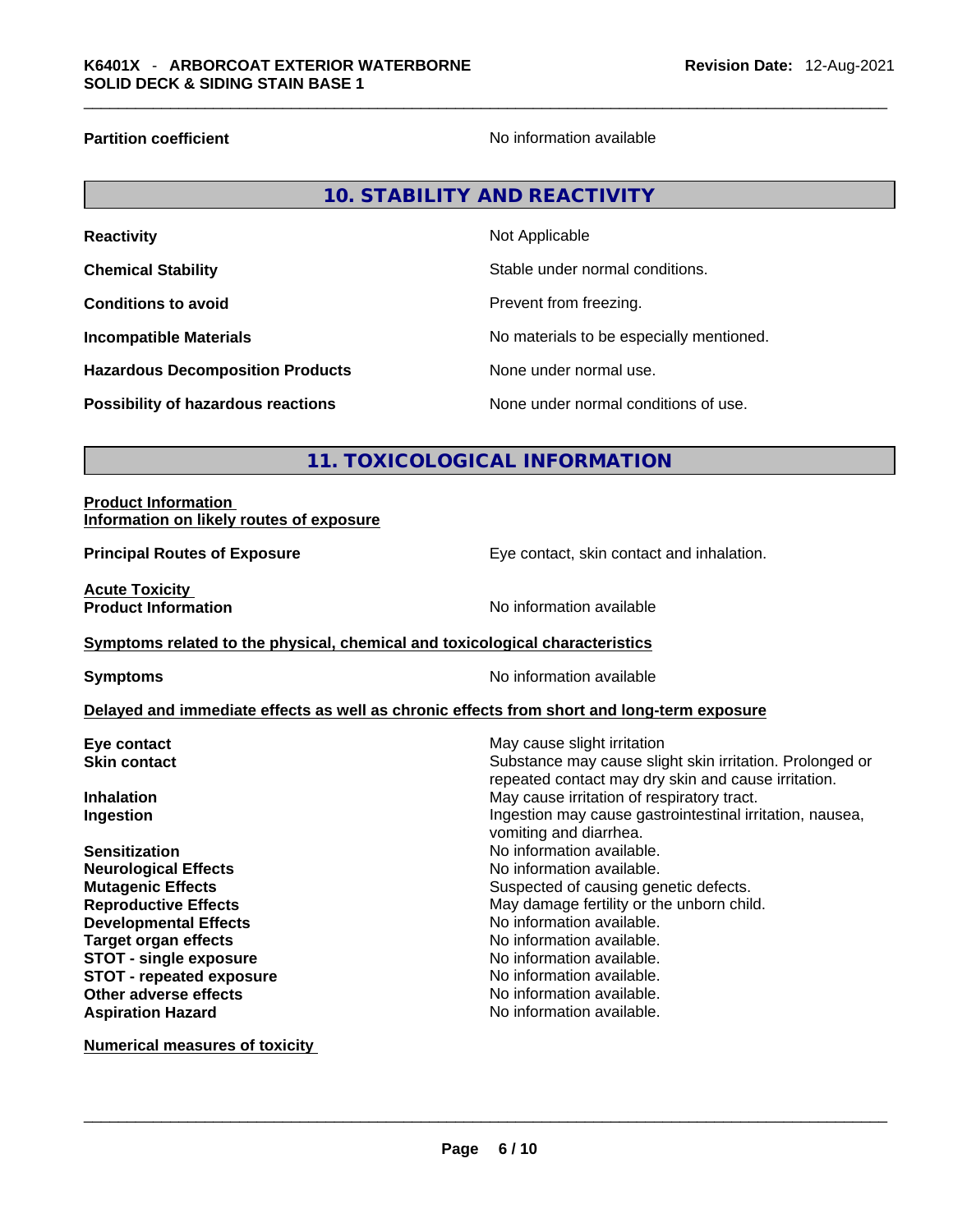| | |
|---|---|
| **Partition coefficient** | No information available |

## 10. STABILITY AND REACTIVITY

| | |
|---|---|
| **Reactivity** | Not Applicable |
| **Chemical Stability** | Stable under normal conditions. |
| **Conditions to avoid** | Prevent from freezing. |
| **Incompatible Materials** | No materials to be especially mentioned. |
| **Hazardous Decomposition Products** | None under normal use. |
| **Possibility of hazardous reactions** | None under normal conditions of use. |

## 11. TOXICOLOGICAL INFORMATION

**Product Information**
**Information on likely routes of exposure**

| | |
|---|---|
| **Principal Routes of Exposure** | Eye contact, skin contact and inhalation. |

**Acute Toxicity**

| | |
|---|---|
| **Product Information** | No information available |

**Symptoms related to the physical, chemical and toxicological characteristics**

| | |
|---|---|
| **Symptoms** | No information available |

**Delayed and immediate effects as well as chronic effects from short and long-term exposure**

| | |
|---|---|
| **Eye contact** | May cause slight irritation |
| **Skin contact** | Substance may cause slight skin irritation. Prolonged or repeated contact may dry skin and cause irritation. |
| **Inhalation** | May cause irritation of respiratory tract. |
| **Ingestion** | Ingestion may cause gastrointestinal irritation, nausea, vomiting and diarrhea. |
| **Sensitization** | No information available. |
| **Neurological Effects** | No information available. |
| **Mutagenic Effects** | Suspected of causing genetic defects. |
| **Reproductive Effects** | May damage fertility or the unborn child. |
| **Developmental Effects** | No information available. |
| **Target organ effects** | No information available. |
| **STOT - single exposure** | No information available. |
| **STOT - repeated exposure** | No information available. |
| **Other adverse effects** | No information available. |
| **Aspiration Hazard** | No information available. |

**Numerical measures of toxicity**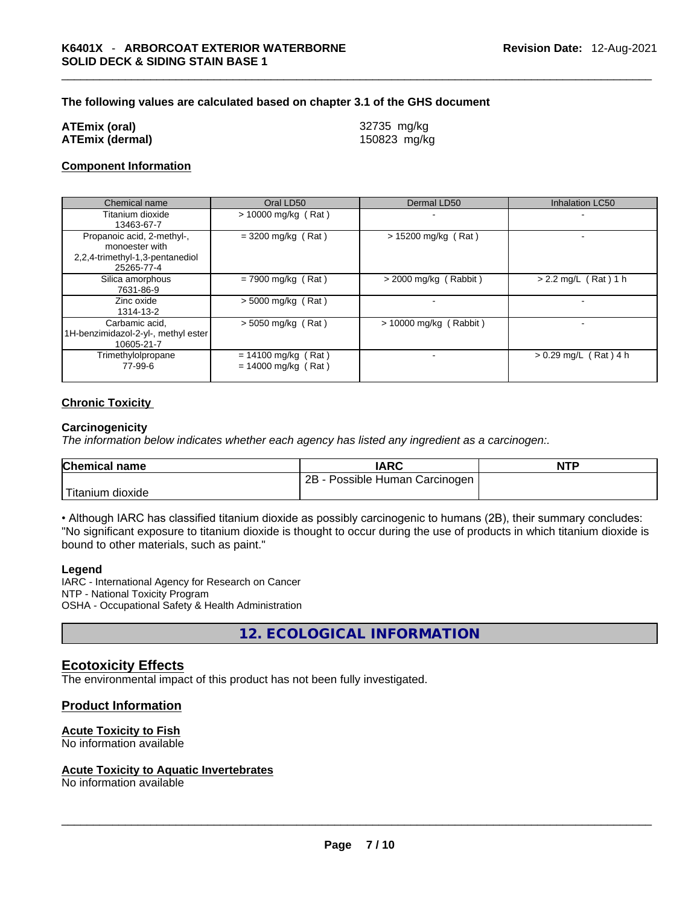**The following values are calculated based on chapter 3.1 of the GHS document**

**ATEmix (oral)** 32735 mg/kg
**ATEmix (dermal)** 150823 mg/kg

**Component Information**

| Chemical name | Oral LD50 | Dermal LD50 | Inhalation LC50 |
|---|---|---|---|
| Titanium dioxide 13463-67-7 | > 10000 mg/kg ( Rat ) | - | - |
| Propanoic acid, 2-methyl-, monoester with 2,2,4-trimethyl-1,3-pentanediol 25265-77-4 | = 3200 mg/kg ( Rat ) | > 15200 mg/kg ( Rat ) | - |
| Silica amorphous 7631-86-9 | = 7900 mg/kg ( Rat ) | > 2000 mg/kg ( Rabbit ) | > 2.2 mg/L ( Rat ) 1 h |
| Zinc oxide 1314-13-2 | > 5000 mg/kg ( Rat ) | - | - |
| Carbamic acid, 1H-benzimidazol-2-yl-, methyl ester 10605-21-7 | > 5050 mg/kg ( Rat ) | > 10000 mg/kg ( Rabbit ) | - |
| Trimethylolpropane 77-99-6 | = 14100 mg/kg ( Rat ) = 14000 mg/kg ( Rat ) | - | > 0.29 mg/L ( Rat ) 4 h |

**Chronic Toxicity**

**Carcinogenicity**

*The information below indicates whether each agency has listed any ingredient as a carcinogen:.*

| Chemical name | IARC | NTP |
|---|---|---|
| Titanium dioxide | 2B - Possible Human Carcinogen | |

• Although IARC has classified titanium dioxide as possibly carcinogenic to humans (2B), their summary concludes: "No significant exposure to titanium dioxide is thought to occur during the use of products in which titanium dioxide is bound to other materials, such as paint."

**Legend**

IARC - International Agency for Research on Cancer
NTP - National Toxicity Program
OSHA - Occupational Safety & Health Administration

## 12. ECOLOGICAL INFORMATION

### Ecotoxicity Effects

The environmental impact of this product has not been fully investigated.

### Product Information

**Acute Toxicity to Fish**

No information available

**Acute Toxicity to Aquatic Invertebrates**

No information available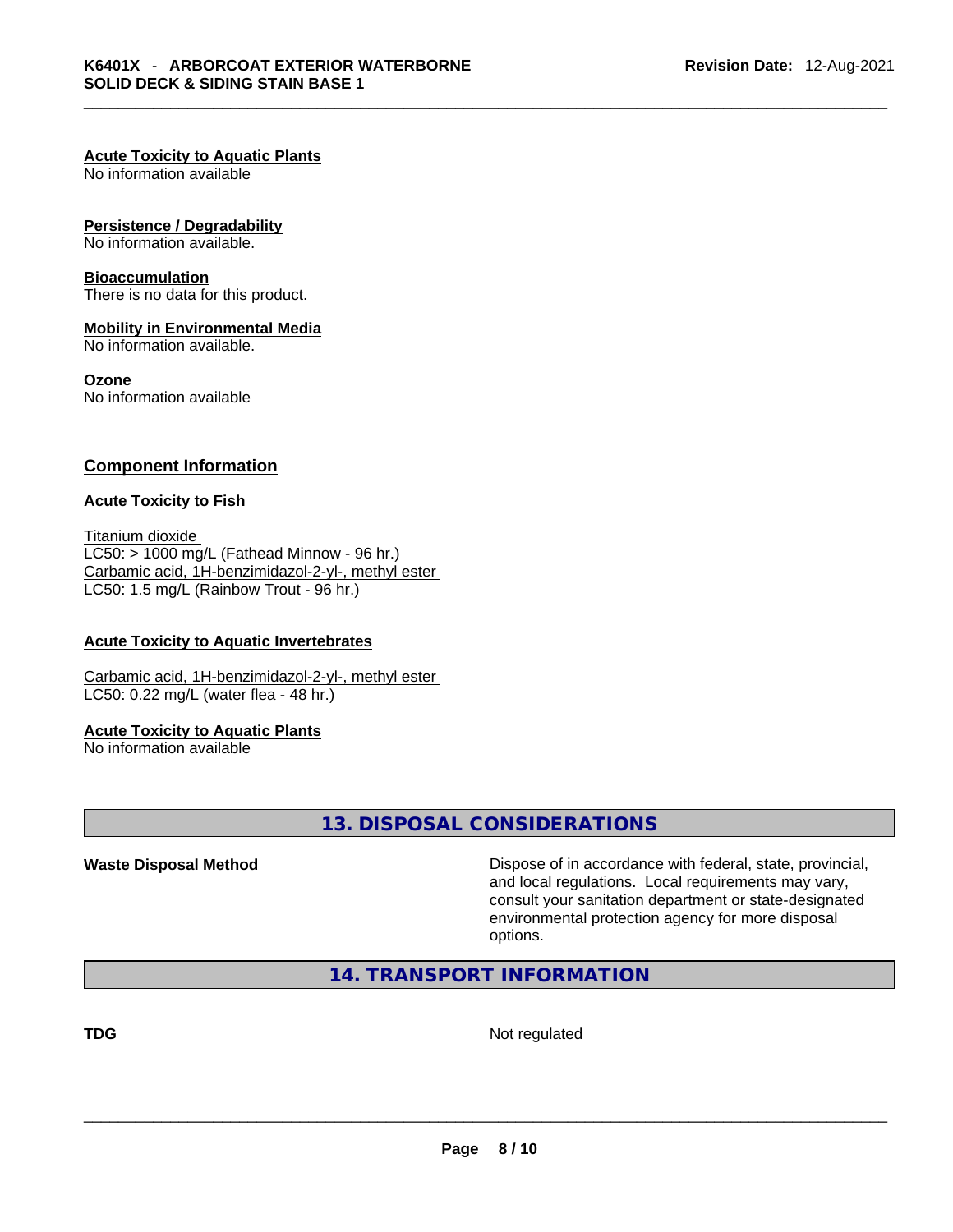#### Acute Toxicity to Aquatic Plants
No information available

#### Persistence / Degradability
No information available.

#### Bioaccumulation
There is no data for this product.

#### Mobility in Environmental Media
No information available.

#### Ozone
No information available

### Component Information

#### Acute Toxicity to Fish

Titanium dioxide
LC50: > 1000 mg/L (Fathead Minnow - 96 hr.)
Carbamic acid, 1H-benzimidazol-2-yl-, methyl ester
LC50: 1.5 mg/L (Rainbow Trout - 96 hr.)

#### Acute Toxicity to Aquatic Invertebrates

Carbamic acid, 1H-benzimidazol-2-yl-, methyl ester
LC50: 0.22 mg/L (water flea - 48 hr.)

#### Acute Toxicity to Aquatic Plants
No information available

## 13. DISPOSAL CONSIDERATIONS

**Waste Disposal Method** Dispose of in accordance with federal, state, provincial, and local regulations. Local requirements may vary, consult your sanitation department or state-designated environmental protection agency for more disposal options.

## 14. TRANSPORT INFORMATION

**TDG** Not regulated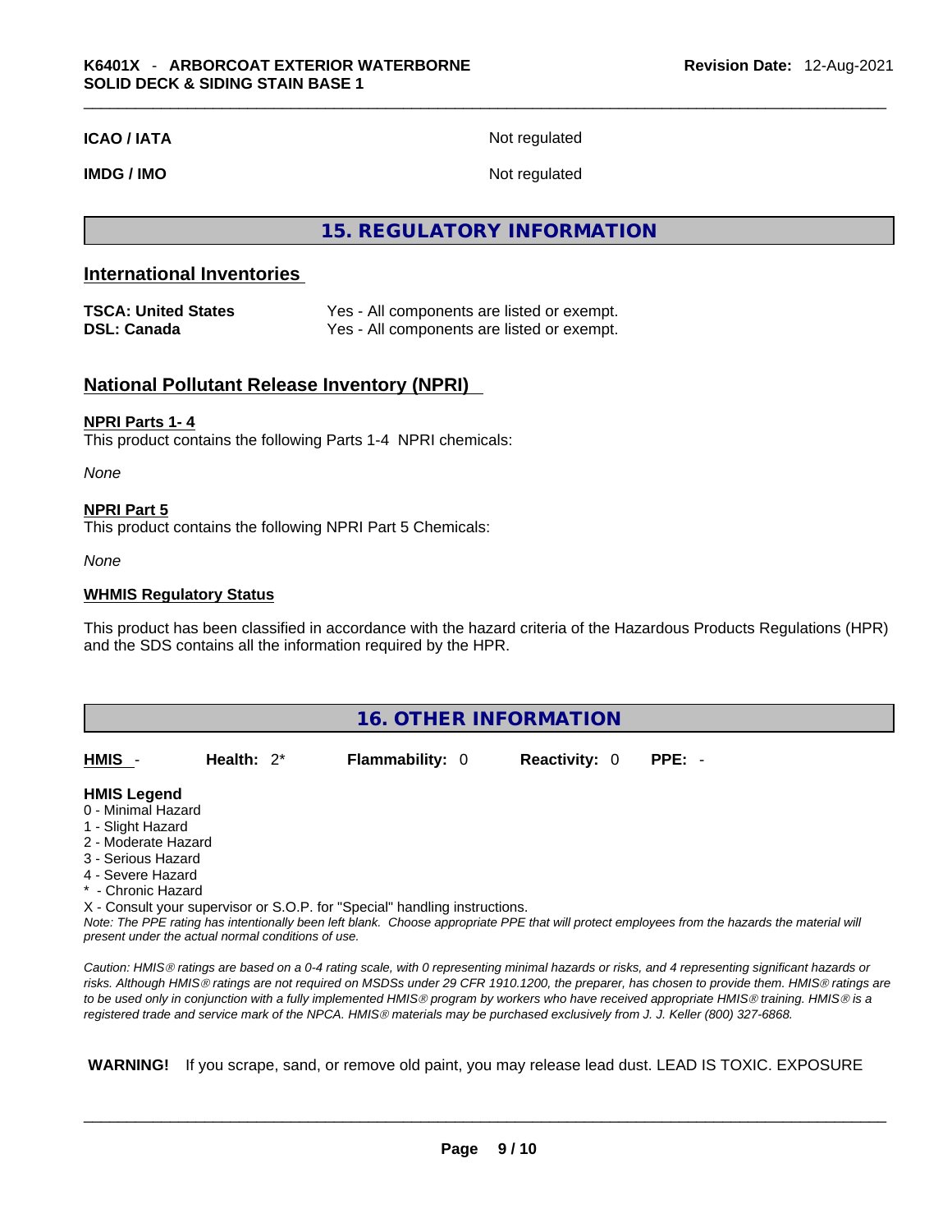| | |
|---|---|
| **ICAO / IATA** | Not regulated |
| **IMDG / IMO** | Not regulated |

## 15. REGULATORY INFORMATION

### International Inventories

| | |
|---|---|
| **TSCA: United States** | Yes - All components are listed or exempt. |
| **DSL: Canada** | Yes - All components are listed or exempt. |

### National Pollutant Release Inventory (NPRI)

**NPRI Parts 1- 4**

This product contains the following Parts 1-4 NPRI chemicals:

*None*

**NPRI Part 5**

This product contains the following NPRI Part 5 Chemicals:

*None*

**WHMIS Regulatory Status**

This product has been classified in accordance with the hazard criteria of the Hazardous Products Regulations (HPR) and the SDS contains all the information required by the HPR.

## 16. OTHER INFORMATION

| **HMIS** - | **Health:** 2* | **Flammability:** 0 | **Reactivity:** 0 | **PPE:** - |
|---|---|---|---|---|

**HMIS Legend**

0 - Minimal Hazard
1 - Slight Hazard
2 - Moderate Hazard
3 - Serious Hazard
4 - Severe Hazard
* - Chronic Hazard
X - Consult your supervisor or S.O.P. for "Special" handling instructions.

*Note: The PPE rating has intentionally been left blank. Choose appropriate PPE that will protect employees from the hazards the material will present under the actual normal conditions of use.*

*Caution: HMIS® ratings are based on a 0-4 rating scale, with 0 representing minimal hazards or risks, and 4 representing significant hazards or risks. Although HMIS® ratings are not required on MSDSs under 29 CFR 1910.1200, the preparer, has chosen to provide them. HMIS® ratings are to be used only in conjunction with a fully implemented HMIS® program by workers who have received appropriate HMIS® training. HMIS® is a registered trade and service mark of the NPCA. HMIS® materials may be purchased exclusively from J. J. Keller (800) 327-6868.*

**WARNING!** If you scrape, sand, or remove old paint, you may release lead dust. LEAD IS TOXIC. EXPOSURE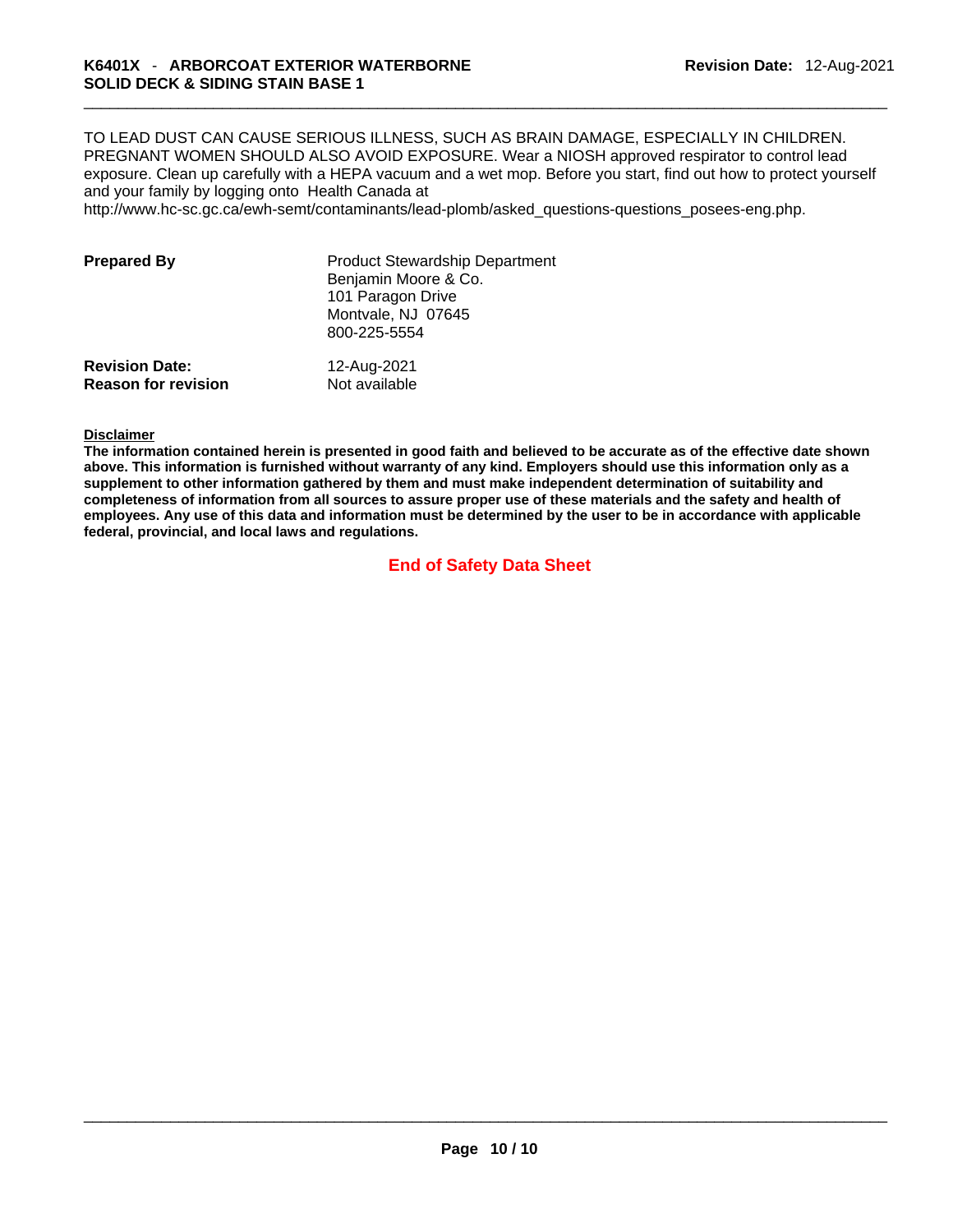TO LEAD DUST CAN CAUSE SERIOUS ILLNESS, SUCH AS BRAIN DAMAGE, ESPECIALLY IN CHILDREN. PREGNANT WOMEN SHOULD ALSO AVOID EXPOSURE. Wear a NIOSH approved respirator to control lead exposure. Clean up carefully with a HEPA vacuum and a wet mop. Before you start, find out how to protect yourself and your family by logging onto Health Canada at http://www.hc-sc.gc.ca/ewh-semt/contaminants/lead-plomb/asked_questions-questions_posees-eng.php.

| | |
|---|---|
| **Prepared By** | Product Stewardship Department<br>Benjamin Moore & Co.<br>101 Paragon Drive<br>Montvale, NJ 07645<br>800-225-5554 |
| **Revision Date:** | 12-Aug-2021 |
| **Reason for revision** | Not available |

**Disclaimer**

**The information contained herein is presented in good faith and believed to be accurate as of the effective date shown above. This information is furnished without warranty of any kind. Employers should use this information only as a supplement to other information gathered by them and must make independent determination of suitability and completeness of information from all sources to assure proper use of these materials and the safety and health of employees. Any use of this data and information must be determined by the user to be in accordance with applicable federal, provincial, and local laws and regulations.**

**End of Safety Data Sheet**